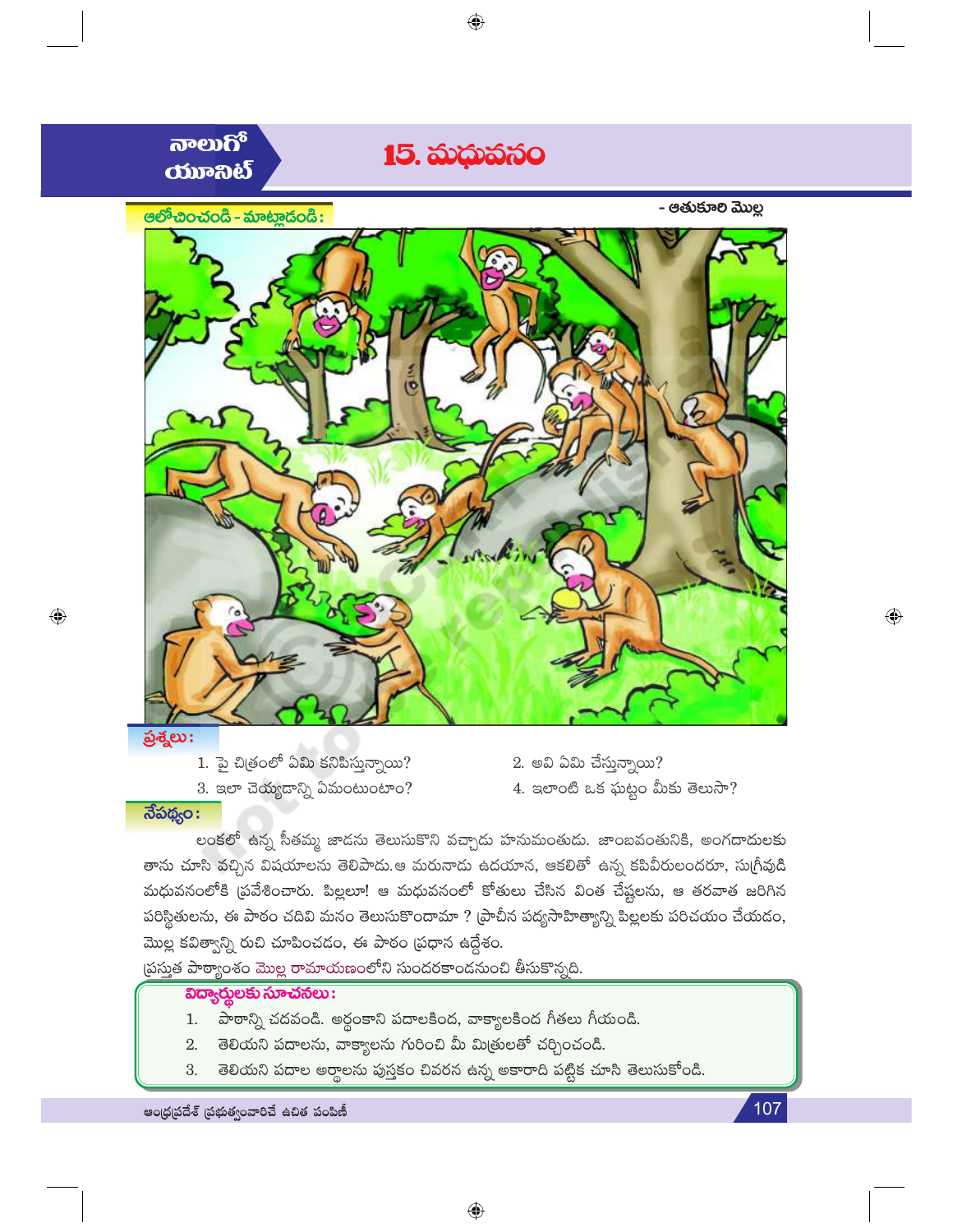నాలుగో యూనిట్

# 15. మధువనం

- ఆతుకూరి మొల్ల

**ఆలోచించండి - మాట్లాడండి:**

**ప్రశ్నలు:**

1. పై చిత్రంలో ఏమి కనిపిస్తున్నాయి?
2. అవి ఏమి చేస్తున్నాయి?
3. ఇలా చెయ్యడాన్ని ఏమంటుంటాం?
4. ఇలాంటి ఒక ఘట్టం మీకు తెలుసా?

**నేపథ్యం:**

లంకలో ఉన్న సీతమ్మ జాడను తెలుసుకొని వచ్చాడు హనుమంతుడు. జాంబవంతునికి, అంగదాదులకు తాను చూసి వచ్చిన విషయాలను తెలిపాడు. ఆ మరునాడు ఉదయాన, ఆకలితో ఉన్న కపివీరులందరూ, సుగ్రీవుడి మధువనంలోకి ప్రవేశించారు. పిల్లలూ! ఆ మధువనంలో కోతులు చేసిన వింత చేష్టలను, ఆ తరవాత జరిగిన పరిస్థితులను, ఈ పాఠం చదివి మనం తెలుసుకొందామా ? ప్రాచీన పద్యసాహిత్యాన్ని పిల్లలకు పరిచయం చేయడం, మొల్ల కవిత్వాన్ని రుచి చూపించడం, ఈ పాఠం ప్రధాన ఉద్దేశం.

ప్రస్తుత పాఠ్యాంశం మొల్ల రామాయణంలోని సుందరకాండనుంచి తీసుకొన్నది.

**విద్యార్థులకు సూచనలు:**

1. పాఠాన్ని చదవండి. అర్థంకాని పదాలకింద, వాక్యాలకింద గీతలు గీయండి.
2. తెలియని పదాలను, వాక్యాలను గురించి మీ మిత్రులతో చర్చించండి.
3. తెలియని పదాల అర్థాలను పుస్తకం చివరన ఉన్న అకారాది పట్టిక చూసి తెలుసుకోండి.

ఆంధ్రప్రదేశ్ ప్రభుత్వంవారిచే ఉచిత పంపిణీ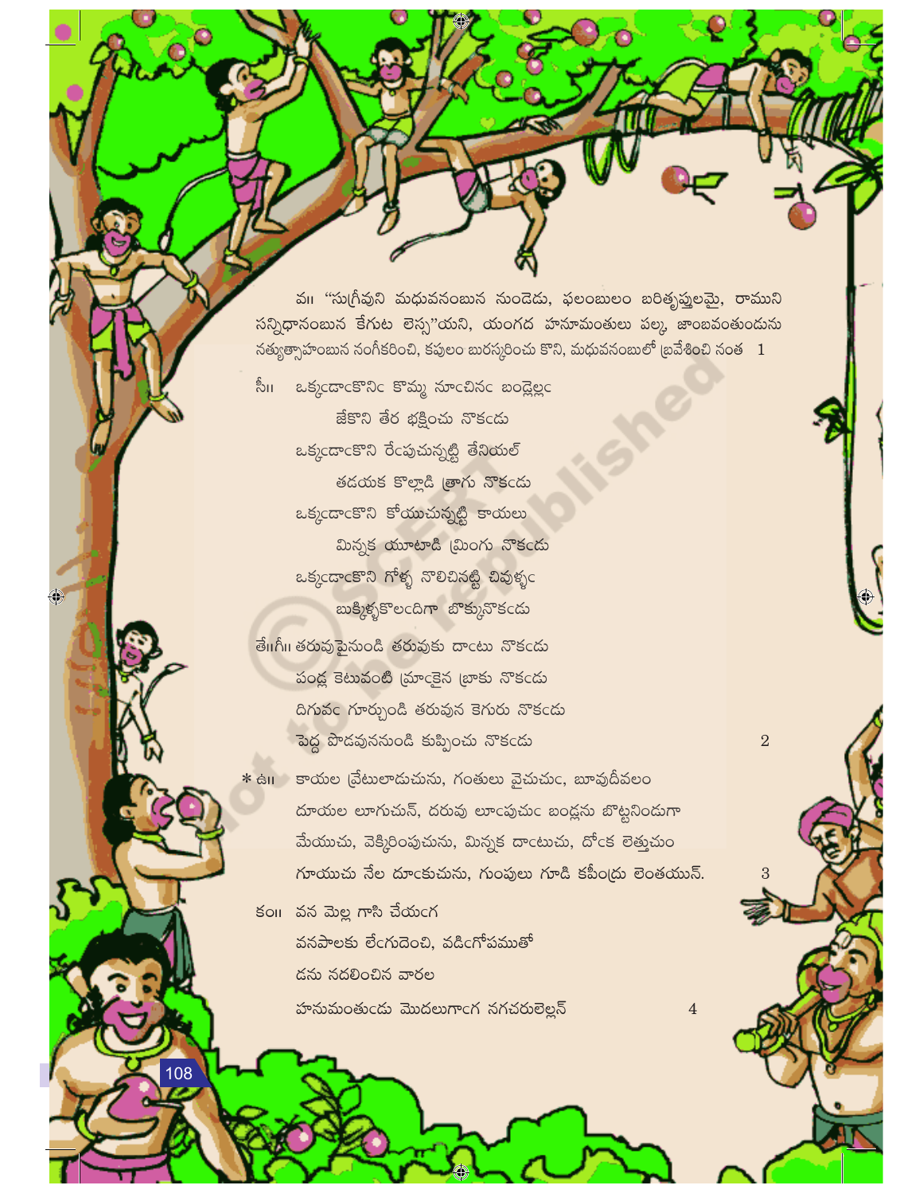వ॥ "సుగ్రీవుని మధువనంబున నుండెడు, ఫలంబులం బరితృప్తులమై, రాముని సన్నిధానంబున కేగుట లెస్స"యని, యంగద హనూమంతులు పల్క, జాంబవంతుండును నత్యుత్సాహంబున నంగీకరించి, కపులం బురస్కరించు కొని, మధువనంబులో బ్రవేశించి నంత 1

సీ॥ ఒక్కఁడొకానిఁ కొమ్మ నూఁచినఁ బండ్లెల్లఁ
జేకొని తేర భక్షించు నొకఁడు
ఒక్కఁడొకాని రేఁపుచున్నట్టి తేనియల్
తడయక కొల్లాడి త్రాగు నొకఁడు
ఒక్కఁడొకాని కోయుచున్నట్టి కాయలు
మిన్నక యూటాడి మ్రింగు నొకఁడు
ఒక్కఁడొకాని గోళ్ళ నొలిచినట్టి చివళ్ళఁ
బుక్కిళ్ళకొలఁదిగా బొక్కునొకఁడు

తే॥గీ॥ తరువుపైనుండి తరువుకు దాఁటు నొకఁడు
పండ్ల కెటువంటి మ్రాఁకైన బ్రాకు నొకఁడు
దిగువఁ గూర్చుండి తరువున కెగురు నొకఁడు
పెద్ద పొదవుననుండి కుప్పించు నొకఁడు 2

* ఉ॥ కాయల వ్రేటులాడుచును, గంతులు వైచుచుఁ, బూవుదీవలం
దూయల లూగుచున్, దరువు లూఁపుచుఁ బండ్లను బొట్టనిండుగా
మేయుచు, వెక్కిరింపుచును, మిన్నక దాఁటుచు, దోఁక లెత్తుచుం
గూయుచు నేల దూఁకుచును, గుంపులు గూడి కపీంద్రు లెంతయున్. 3

కం॥ వన మెల్ల గాసి చేయఁగ
వనపాలకు లేఁగుదెంచి, వడిఁగోపముతో
దను నదలించిన వారల
హనుమంతుఁడు మొదలుగాఁగ నగచరులెల్లన్ 4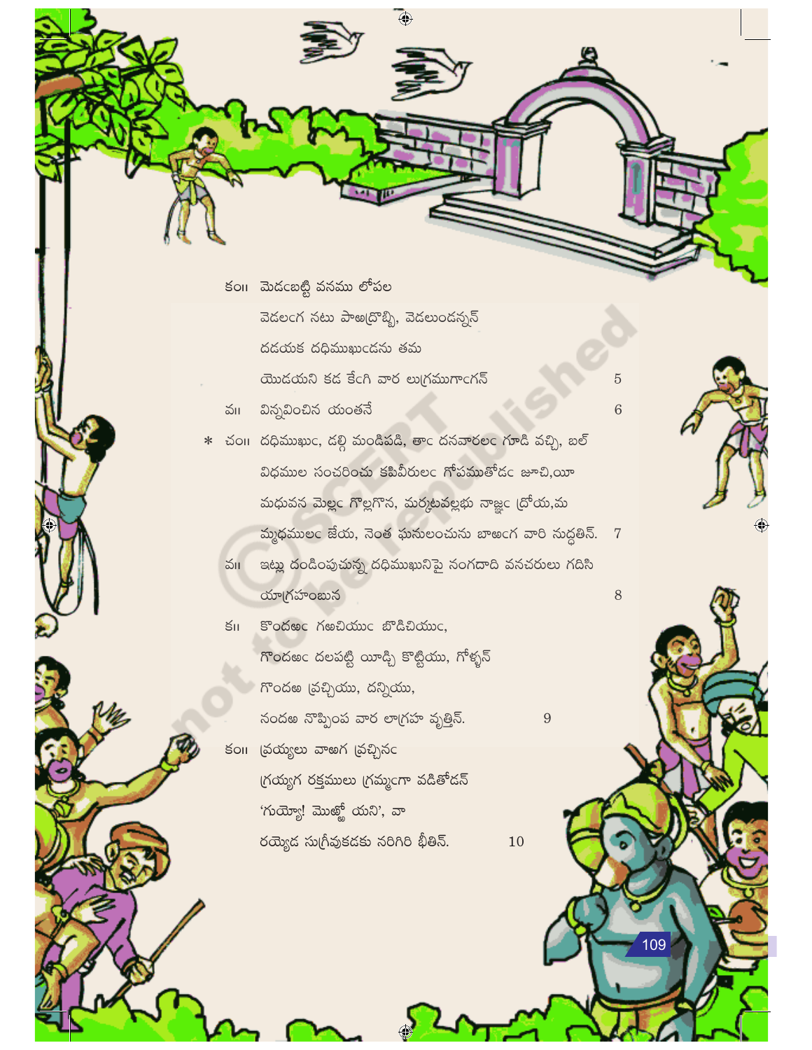కం॥ మెడఁబట్టి వనము లోపల
వెడలఁగ నటు పాఱఁద్రొబ్బి, వెడలుండన్నన్
దడయక దధిముఖుఁడను తమ
యొడయని కడ కేఁగి వార లుగ్రముగాఁగన్ 5

వ॥ విన్నవించిన యంతనే 6

* చం॥ దధిముఖుఁ, డల్గి మండిపడి, తాఁ దనవారలఁ గూడి వచ్చి, బల్
విధముల సంచరించు కపివీరులఁ గోపముతోడఁ జూచి,యీ
మధువన మెల్లఁ గొల్లగొన, మర్కటవల్లభు నాజ్ఞఁ ద్రోయ,మ
మ్మధములఁ జేయ, నెంత ఘనులంచును బాఱఁగ వారి నుద్ధతిన్. 7

వ॥ ఇట్లు దండింపుచున్న దధిముఖునిపై నంగదాది వనచరులు గదిసి
యాగ్రహంబున 8

క॥ కొందఱఁ గఱచియుఁ బొడిచియుఁ,
గొందఱఁ దలపట్టి యీడ్చి కొట్టియు, గోళ్ళన్
గొందఱ వ్రచ్చియు, దన్నియు,
నందఱ నొప్పింప వార లాగ్రహ వృత్తిన్. 9

కం॥ వ్రయ్యలు వాఱఁగ వ్రచ్చినఁ
గ్రయ్యగ రక్తములు గ్రమ్మఁగా వడితోడన్
'గుయ్యో! మొఱ్ఱో యని', వా
రయ్యెడ సుగ్రీవుకడకు నరిగిరి భీతిన్. 10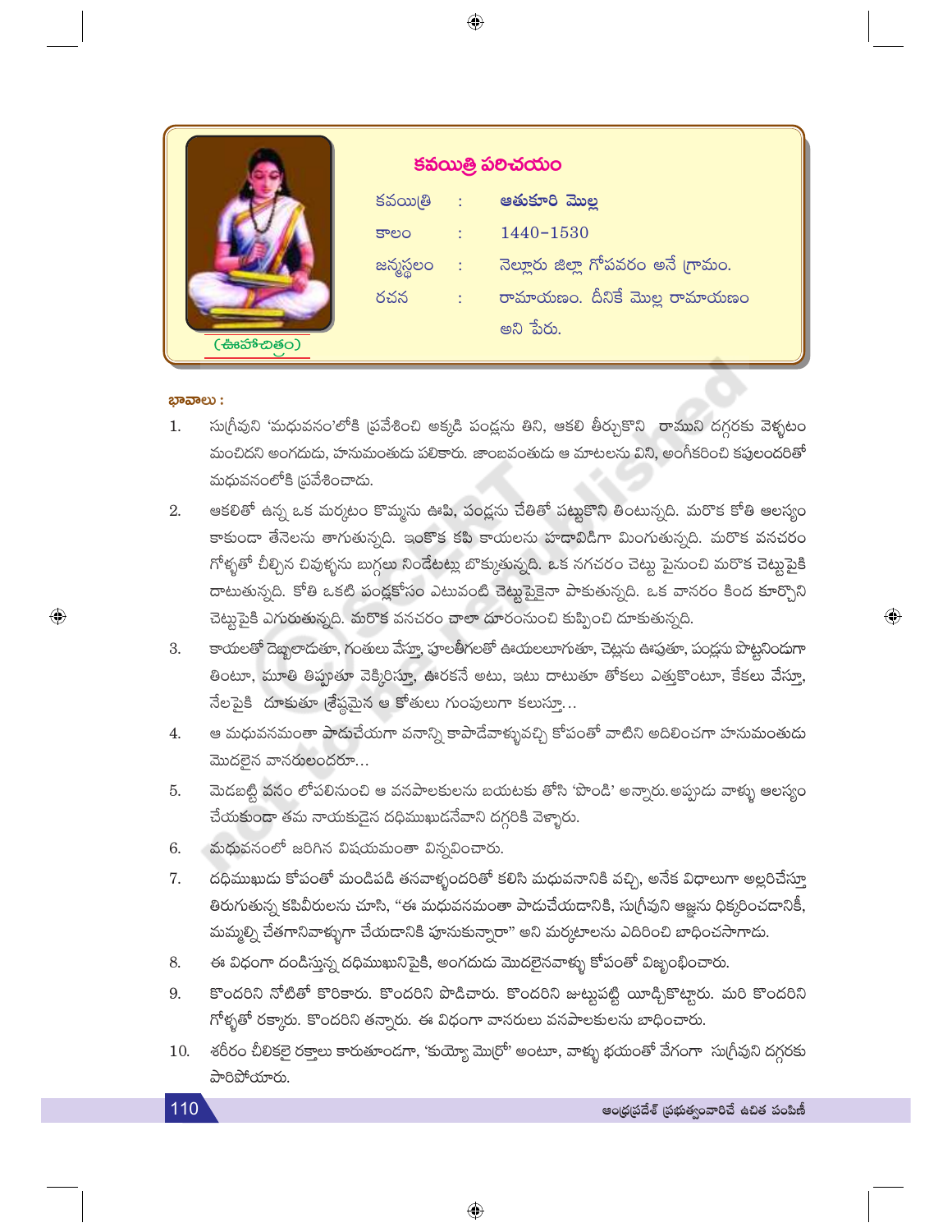## కవయిత్రి పరిచయం

| | | |
|---|---|---|
| కవయిత్రి | : | **ఆతుకూరి మొల్ల** |
| కాలం | : | 1440-1530 |
| జన్మస్థలం | : | నెల్లూరు జిల్లా గోపవరం అనే గ్రామం. |
| రచన | : | రామాయణం. దీనికే మొల్ల రామాయణం అని పేరు. |

(ఊహాచిత్రం)

**భావాలు :**

1. సుగ్రీవుని 'మధువనం'లోకి ప్రవేశించి అక్కడి పండ్లను తిని, ఆకలి తీర్చుకొని రాముని దగ్గరకు వెళ్ళటం మంచిదని అంగదుడు, హనుమంతుడు పలికారు. జాంబవంతుడు ఆ మాటలను విని, అంగీకరించి కపులందరితో మధువనంలోకి ప్రవేశించాడు.
2. ఆకలితో ఉన్న ఒక మర్కటం కొమ్మను ఊపి, పండ్లను చేతితో పట్టుకొని తింటున్నది. మరొక కోతి ఆలస్యం కాకుండా తేనెలను తాగుతున్నది. ఇంకొక కపి కాయలను హడావిడిగా మింగుతున్నది. మరొక వనచరం గోళ్ళతో చీల్చిన చివుళ్ళను బుగ్గలు నిండేటట్లు బొక్కుతున్నది. ఒక నగచరం చెట్టు పైనుంచి మరొక చెట్టుపైకి దాటుతున్నది. కోతి ఒకటి పండ్లకోసం ఎటువంటి చెట్టుపైకైనా పాకుతున్నది. ఒక వానరం కింద కూర్చొని చెట్టుపైకి ఎగురుతున్నది. మరొక వనచరం చాలా దూరంనుంచి కుప్పించి దూకుతున్నది.
3. కాయలతో దెబ్బలాడుతూ, గంతులు వేస్తూ, పూలతీగలతో ఊయలలూగుతూ, చెట్లను ఊపుతూ, పండ్లను పొట్టనిండుగా తింటూ, మూతి తిప్పుతూ వెక్కిరిస్తూ, ఊరకనే అటు, ఇటు దాటుతూ తోకలు ఎత్తుకొంటూ, కేకలు వేస్తూ, నేలపైకి దూకుతూ శ్రేష్ఠమైన ఆ కోతులు గుంపులుగా కలుస్తూ...
4. ఆ మధువనమంతా పాడుచేయగా వనాన్ని కాపాడేవాళ్ళువచ్చి కోపంతో వాటిని అదిలించగా హనుమంతుడు మొదలైన వానరులందరూ...
5. మెడబట్టి వనం లోపలినుంచి ఆ వనపాలకులను బయటకు తోసి 'పొండి' అన్నారు. అప్పుడు వాళ్ళు ఆలస్యం చేయకుండా తమ నాయకుడైన దధిముఖుడనేవాని దగ్గరికి వెళ్ళారు.
6. మధువనంలో జరిగిన విషయమంతా విన్నవించారు.
7. దధిముఖుడు కోపంతో మండిపడి తనవాళ్ళందరితో కలిసి మధువనానికి వచ్చి, అనేక విధాలుగా అల్లరిచేస్తూ తిరుగుతున్న కపివీరులను చూసి, "ఈ మధువనమంతా పాడుచేయడానికి, సుగ్రీవుని ఆజ్ఞను ధిక్కరించడానికీ, మమ్మల్ని చేతగానివాళ్ళుగా చేయడానికి పూనుకున్నారా" అని మర్కటాలను ఎదిరించి బాధించసాగాడు.
8. ఈ విధంగా దండిస్తున్న దధిముఖునిపైకి, అంగదుడు మొదలైనవాళ్ళు కోపంతో విజృంభించారు.
9. కొందరిని నోటితో కొరికారు. కొందరిని పొడిచారు. కొందరిని జుట్టుపట్టి యీడ్చికొట్టారు. మరి కొందరిని గోళ్ళతో రక్కారు. కొందరిని తన్నారు. ఈ విధంగా వానరులు వనపాలకులను బాధించారు.
10. శరీరం చీలికలై రక్తాలు కారుతూండగా, 'కుయ్యో మొర్రో' అంటూ, వాళ్ళు భయంతో వేగంగా సుగ్రీవుని దగ్గరకు పారిపోయారు.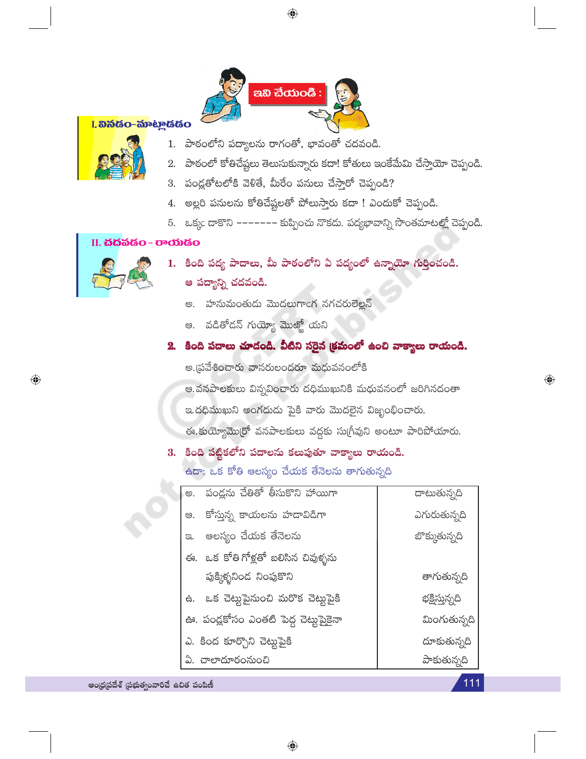## ఇవి చేయండి :

### I. వినడం-మాట్లాడడం

1. పాఠంలోని పద్యాలను రాగంతో, భావంతో చదవండి.
2. పాఠంలో కోతిచేష్టలు తెలుసుకున్నారు కదా! కోతులు ఇంకేమేమి చేస్తాయో చెప్పండి.
3. పండ్లతోటలోకి వెళితే, మీరేం పనులు చేస్తారో చెప్పండి?
4. అల్లరి పనులను కోతిచేష్టలతో పోలుస్తారు కదా ! ఎందుకో చెప్పండి.
5. ఒక్కఁ డాకొని ------- కుప్పించు నొకడు. పద్యభావాన్ని సొంతమాటల్లో చెప్పండి.

### II. చదవడం - రాయడం

**1. కింది పద్య పాదాలు, మీ పాఠంలోని ఏ పద్యంలో ఉన్నాయో గుర్తించండి. ఆ పద్యాన్ని చదవండి.**

అ. హనుమంతుడు మొదలుగాఁగ నగచరులెల్లన్

ఆ. వడితోడన్ గుయ్యో మొఱ్ఱో యని

**2. కింది పదాలు చూడండి. వీటిని సరైన క్రమంలో ఉంచి వాక్యాలు రాయండి.**

అ. ప్రవేశించారు వానరులందరూ మధువనంలోకి

ఆ. వనపాలకులు విన్నవించారు దధిముఖునికి మధువనంలో జరిగినదంతా

ఇ. దధిముఖుని అంగదుడు పైకి వారు మొదలైన విజృంభించారు.

ఈ. కుయ్యోమొర్రో వనపాలకులు వద్దకు సుగ్రీవుని అంటూ పారిపోయారు.

**3. కింది పట్టికలోని పదాలను కలుపుతూ వాక్యాలు రాయండి.**

ఉదా: ఒక కోతి ఆలస్యం చేయక తేనెలను తాగుతున్నది

| | |
|---|---|
| అ. పండ్లను చేతితో తీసుకొని హాయిగా | దాటుతున్నది |
| ఆ. కోస్తున్న కాయలను హడావిడిగా | ఎగురుతున్నది |
| ఇ. ఆలస్యం చేయక తేనెలను | బొక్కుతున్నది |
| ఈ. ఒక కోతి గోళ్లతో బలిసిన చివుళ్ళను పుక్కిళ్ళనిండ నింపుకొని | తాగుతున్నది |
| ఉ. ఒక చెట్టుపైనుంచి మరొక చెట్టుపైకి | భక్షిస్తున్నది |
| ఊ. పండ్లకోసం ఎంతటి పెద్ద చెట్టుపైకైనా | మింగుతున్నది |
| ఎ. కింద కూర్చొని చెట్టుపైకి | దూకుతున్నది |
| ఏ. చాలాదూరంనుంచి | పాకుతున్నది |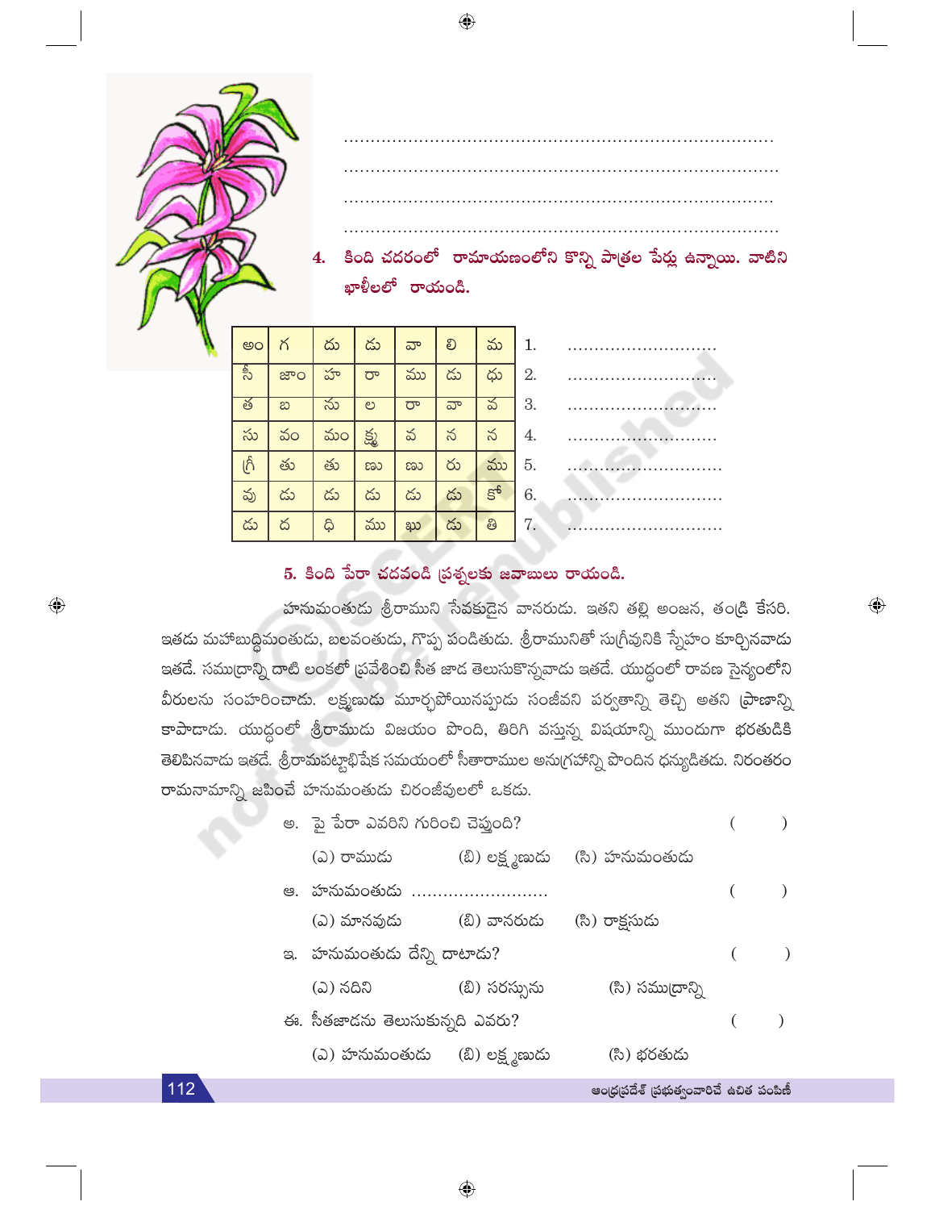.................................................................................

.................................................................................

.................................................................................

.................................................................................

**4. కింది చదరంలో రామాయణంలోని కొన్ని పాత్రల పేర్లు ఉన్నాయి. వాటిని ఖాళీలలో రాయండి.**

| అం | గ | దు | డు | వా | లి | మ |
|---|---|---|---|---|---|---|
| సీ | జాం | హ | రా | ము | డు | ధు |
| త | బ | ను | ల | రా | వా | వ |
| సు | వం | మం | క్ష్మ | వ | న | న |
| గ్రీ | తు | తు | ణు | ణు | రు | ము |
| వు | డు | డు | డు | డు | డు | కో |
| డు | ద | ధి | ము | ఖు | డు | తి |

1. ............................
2. ............................
3. ............................
4. ............................
5. ............................
6. ............................
7. ............................

**5. కింది పేరా చదవండి ప్రశ్నలకు జవాబులు రాయండి.**

హనుమంతుడు శ్రీరాముని సేవకుడైన వానరుడు. ఇతని తల్లి అంజన, తండ్రి కేసరి. ఇతడు మహాబుద్ధిమంతుడు, బలవంతుడు, గొప్ప పండితుడు. శ్రీరామునితో సుగ్రీవునికి స్నేహం కూర్చినవాడు ఇతడే. సముద్రాన్ని దాటి లంకలో ప్రవేశించి సీత జాడ తెలుసుకొన్నవాడు ఇతడే. యుద్ధంలో రావణ సైన్యంలోని వీరులను సంహరించాడు. లక్ష్మణుడు మూర్ఛపోయినప్పుడు సంజీవని పర్వతాన్ని తెచ్చి అతని ప్రాణాన్ని కాపాడాడు. యుద్ధంలో శ్రీరాముడు విజయం పొంది, తిరిగి వస్తున్న విషయాన్ని ముందుగా భరతుడికి తెలిపినవాడు ఇతడే. శ్రీరామపట్టాభిషేక సమయంలో సీతారాముల అనుగ్రహాన్ని పొందిన ధన్యుడితడు. నిరంతరం రామనామాన్ని జపించే హనుమంతుడు చిరంజీవులలో ఒకడు.

అ. పై పేరా ఎవరిని గురించి చెప్తుంది? ( )

(ఎ) రాముడు (బి) లక్ష్మణుడు (సి) హనుమంతుడు

ఆ. హనుమంతుడు .......................... ( )

(ఎ) మానవుడు (బి) వానరుడు (సి) రాక్షసుడు

ఇ. హనుమంతుడు దేన్ని దాటాడు? ( )

(ఎ) నదిని (బి) సరస్సును (సి) సముద్రాన్ని

ఈ. సీతజాడను తెలుసుకున్నది ఎవరు? ( )

(ఎ) హనుమంతుడు (బి) లక్ష్మణుడు (సి) భరతుడు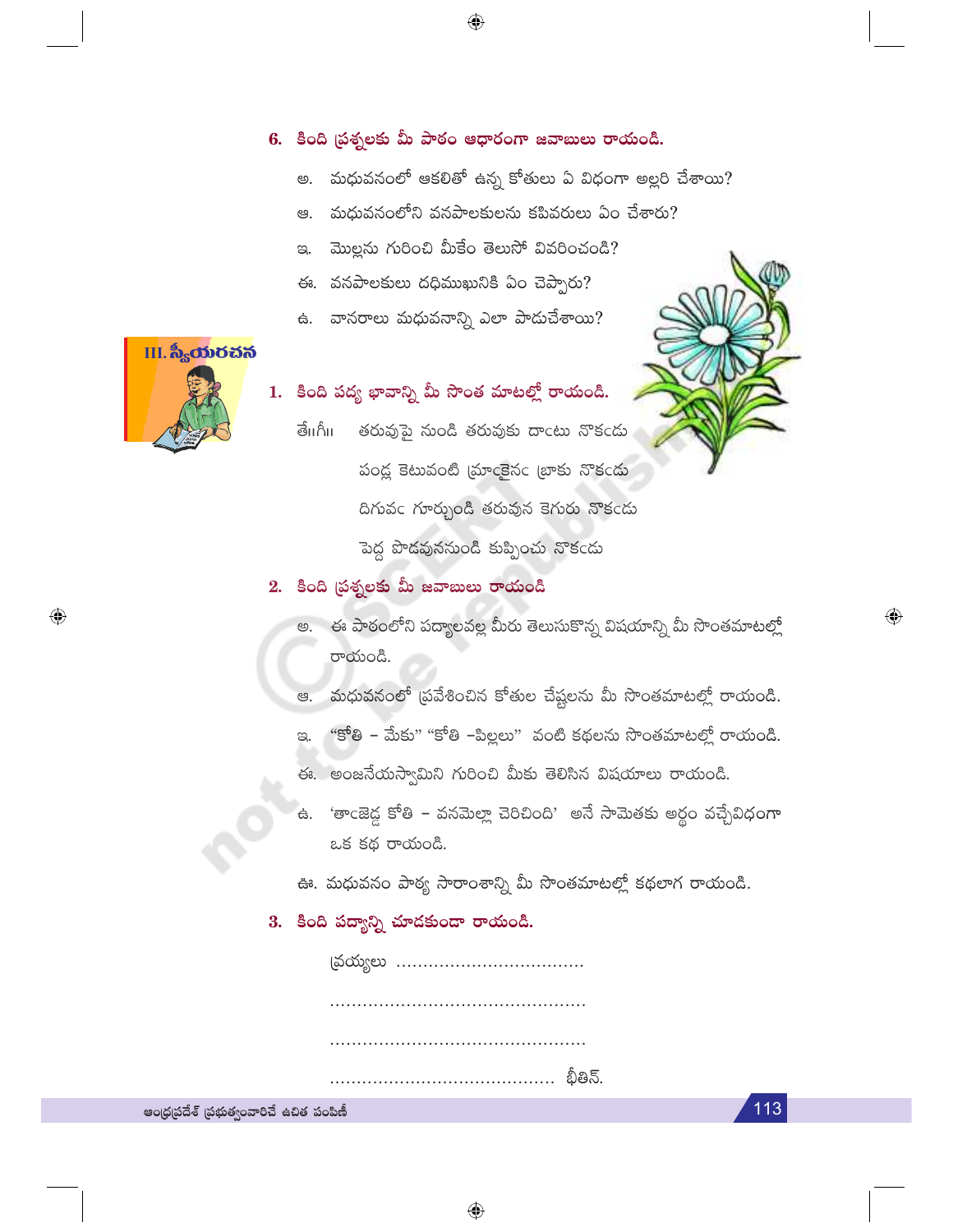**6. కింది ప్రశ్నలకు మీ పాఠం ఆధారంగా జవాబులు రాయండి.**

అ. మధువనంలో ఆకలితో ఉన్న కోతులు ఏ విధంగా అల్లరి చేశాయి?

ఆ. మధువనంలోని వనపాలకులను కపివరులు ఏం చేశారు?

ఇ. మొల్లను గురించి మీకేం తెలుసో వివరించండి?

ఈ. వనపాలకులు దధిముఖునికి ఏం చెప్పారు?

ఉ. వానరాలు మధువనాన్ని ఎలా పాడుచేశాయి?

## III. స్వీయరచన

**1. కింది పద్య భావాన్ని మీ సొంత మాటల్లో రాయండి.**

తే॥గీ॥ తరువుపై నుండి తరువుకు దాఁటు నొకఁడు
పండ్ల కెటువంటి మ్రాఁకైనఁ బ్రాకు నొకఁడు
దిగువఁ గూర్చుండి తరువున కెగురు నొకఁడు
పెద్ద పొదవుననుండి కుప్పించు నొకఁడు

**2. కింది ప్రశ్నలకు మీ జవాబులు రాయండి**

అ. ఈ పాఠంలోని పద్యాలవల్ల మీరు తెలుసుకొన్న విషయాన్ని మీ సొంతమాటల్లో రాయండి.

ఆ. మధువనంలో ప్రవేశించిన కోతుల చేష్టలను మీ సొంతమాటల్లో రాయండి.

ఇ. "కోతి – మేకు" "కోతి –పిల్లలు" వంటి కథలను సొంతమాటల్లో రాయండి.

ఈ. అంజనేయస్వామిని గురించి మీకు తెలిసిన విషయాలు రాయండి.

ఉ. 'తాఁజెడ్డ కోతి – వనమెల్లా చెరిచింది' అనే సామెతకు అర్థం వచ్చేవిధంగా ఒక కథ రాయండి.

ఊ. మధువనం పాఠ్య సారాంశాన్ని మీ సొంతమాటల్లో కథలాగ రాయండి.

**3. కింది పద్యాన్ని చూడకుండా రాయండి.**

వ్రయ్యలు ..................................

..............................................

..............................................

......................................... భీతిన్.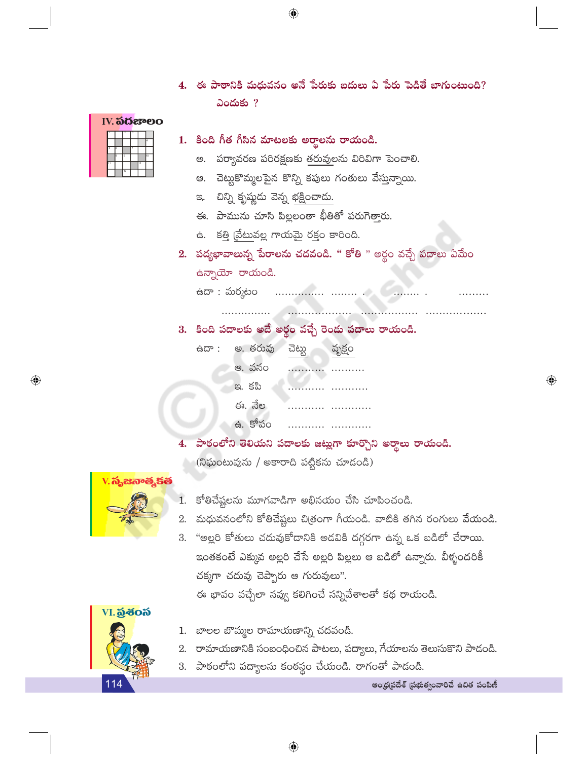4. ఈ పాఠానికి మధువనం అనే పేరుకు బదులు ఏ పేరు పెడితే బాగుంటుంది? ఎందుకు ?

## IV. పదజాలం

1. కింది గీత గీసిన మాటలకు అర్థాలను రాయండి.
   - అ. పర్యావరణ పరిరక్షణకు తరువులను విరివిగా పెంచాలి.
   - ఆ. చెట్టుకొమ్మలపైన కొన్ని కపులు గంతులు వేస్తున్నాయి.
   - ఇ. చిన్ని కృష్ణుడు వెన్న భక్షించాడు.
   - ఈ. పామును చూసి పిల్లలంతా భీతితో పరుగెత్తారు.
   - ఉ. కత్తి వ్రేటువల్ల గాయమై రక్తం కారింది.

2. పద్యభావాలున్న పేరాలను చదవండి. " కోతి " అర్థం వచ్చే పదాలు ఏమేం ఉన్నాయో రాయండి.

   ఉదా : మర్కటం ............... ........ . ........ . .........
   ............... .................. ................. ..................

3. కింది పదాలకు అదే అర్థం వచ్చే రెండు పదాలు రాయండి.

   ఉదా : అ. తరువు చెట్టు వృక్షం
   - ఆ. వనం ........... ..........
   - ఇ. కపి ........... ...........
   - ఈ. నేల ........... ............
   - ఉ. కోపం ........... ............

4. పాఠంలోని తెలియని పదాలకు జట్లుగా కూర్చొని అర్థాలు రాయండి. (నిఘంటువును / అకారాది పట్టికను చూడండి)

## V. సృజనాత్మకత

1. కోతిచేష్టలను మూగవాడిగా అభినయం చేసి చూపించండి.
2. మధువనంలోని కోతిచేష్టలు చిత్రంగా గీయండి. వాటికి తగిన రంగులు వేయండి.
3. "అల్లరి కోతులు చదువుకోడానికి అడవికి దగ్గరగా ఉన్న ఒక బడిలో చేరాయి. ఇంతకంటే ఎక్కువ అల్లరి చేసే అల్లరి పిల్లలు ఆ బడిలో ఉన్నారు. వీళ్ళందరికీ చక్కగా చదువు చెప్పారు ఆ గురువులు".
   ఈ భావం వచ్చేలా నవ్వు కలిగించే సన్నివేశాలతో కథ రాయండి.

## VI. ప్రశంస

1. బాలల బొమ్మల రామాయణాన్ని చదవండి.
2. రామాయణానికి సంబంధించిన పాటలు, పద్యాలు, గేయాలను తెలుసుకొని పాడండి.
3. పాఠంలోని పద్యాలను కంఠస్థం చేయండి. రాగంతో పాడండి.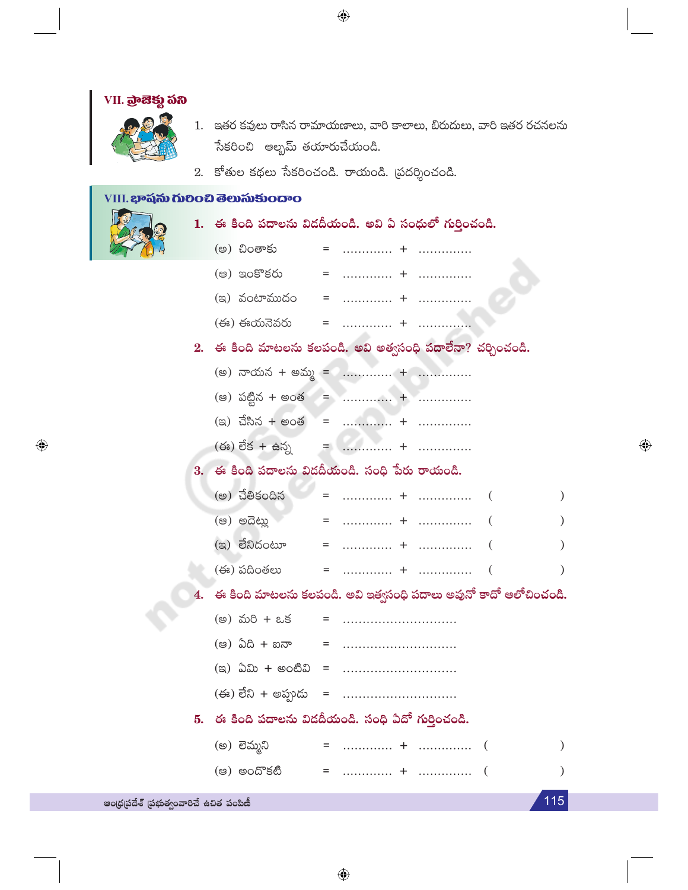## VII. ప్రాజెక్టు పని

1. ఇతర కవులు రాసిన రామాయణాలు, వారి కాలాలు, బిరుదులు, వారి ఇతర రచనలను సేకరించి ఆల్బమ్ తయారుచేయండి.
2. కోతుల కథలు సేకరించండి. రాయండి. ప్రదర్శించండి.

## VIII. భాషను గురించి తెలుసుకుందాం

**1. ఈ కింది పదాలను విడదీయండి. అవి ఏ సంధులో గుర్తించండి.**

(అ) చింతాకు = ............ + ............

(ఆ) ఇంకొకరు = ............ + ............

(ఇ) వంటాముదం = ............ + ............

(ఈ) ఈయనెవరు = ............ + ............

**2. ఈ కింది మాటలను కలపండి. అవి అత్వసంధి పదాలేనా? చర్చించండి.**

(అ) నాయన + అమ్మ = ............ + ............

(ఆ) పట్టిన + అంత = ............ + ............

(ఇ) చేసిన + అంత = ............ + ............

(ఈ) లేక + ఉన్న = ............ + ............

**3. ఈ కింది పదాలను విడదీయండి. సంధి పేరు రాయండి.**

(అ) చేతికందిన = ............ + ............ (                )

(ఆ) అదెట్లు = ............ + ............ (                )

(ఇ) లేనిదంటూ = ............ + ............ (                )

(ఈ) పదింతలు = ............ + ............ (                )

**4. ఈ కింది మాటలను కలపండి. అవి ఇత్వసంధి పదాలు అవునో కాదో ఆలోచించండి.**

(అ) మరి + ఒక = ..........................

(ఆ) ఏది + ఐనా = ..........................

(ఇ) ఏమి + అంటివి = ..........................

(ఈ) లేని + అప్పుడు = ..........................

**5. ఈ కింది పదాలను విడదీయండి. సంధి ఏదో గుర్తించండి.**

(అ) లెమ్మని = ............ + ............ (                )

(ఆ) అందొకటి = ............ + ............ (                )

ఆంధ్రప్రదేశ్ ప్రభుత్వంవారిచే ఉచిత పంపిణీ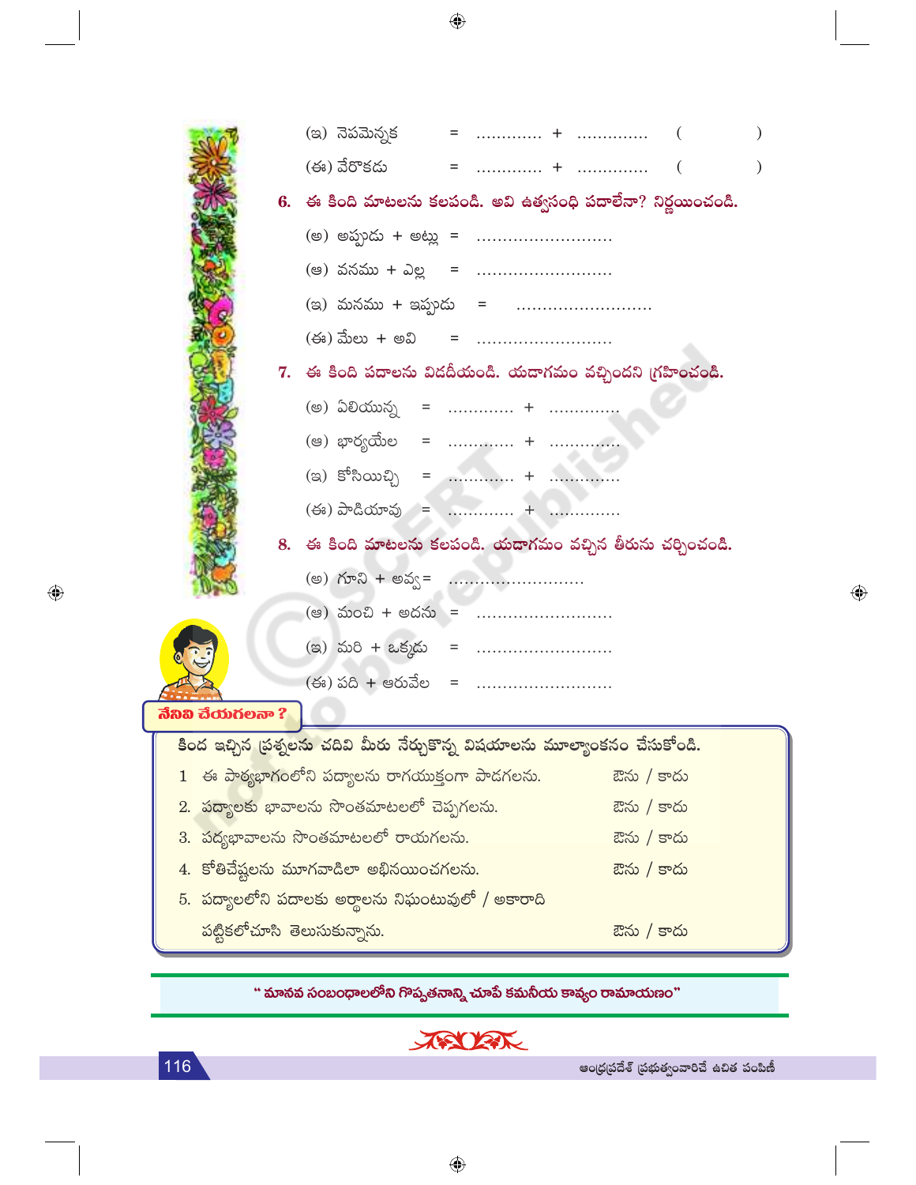(ఇ) నెపమెన్నక = ............ + ............ (          )

(ఈ) వేరొకడు = ............ + ............ (          )

**6. ఈ కింది మాటలను కలపండి. అవి ఉత్వసంధి పదాలేనా? నిర్ణయించండి.**

(అ) అప్పుడు + అట్లు = ........................

(ఆ) వనము + ఎల్ల = ........................

(ఇ) మనము + ఇప్పుడు = ........................

(ఈ) మేలు + అవి = ........................

**7. ఈ కింది పదాలను విడదీయండి. యడాగమం వచ్చిందని గ్రహించండి.**

(అ) ఏలియున్న = ............ + ............

(ఆ) భార్యయేల = ............ + ............

(ఇ) కోసియిచ్చి = ............ + ............

(ఈ) పాడియావు = ............ + ............

**8. ఈ కింది మాటలను కలపండి. యడాగమం వచ్చిన తీరును చర్చించండి.**

(అ) గూని + అవ్వ = ........................

(ఆ) మంచి + అదను = ........................

(ఇ) మరి + ఒక్కడు = ........................

(ఈ) పది + ఆరువేల = ........................

**నేనివి చేయగలనా ?**

కింద ఇచ్చిన ప్రశ్నలను చదివి మీరు నేర్చుకొన్న విషయాలను మూల్యాంకనం చేసుకోండి.

| | | |
|---|---|---|
| 1 | ఈ పాఠ్యభాగంలోని పద్యాలను రాగయుక్తంగా పాడగలను. | ఔను / కాదు |
| 2. | పద్యాలకు భావాలను సొంతమాటలలో చెప్పగలను. | ఔను / కాదు |
| 3. | పద్యభావాలను సొంతమాటలలో రాయగలను. | ఔను / కాదు |
| 4. | కోతిచేష్టలను మూగవాడిలా అభినయించగలను. | ఔను / కాదు |
| 5. | పద్యాలలోని పదాలకు అర్థాలను నిఘంటువులో / అకారాది పట్టికలో చూసి తెలుసుకున్నాను. | ఔను / కాదు |

**" మానవ సంబంధాలలోని గొప్పతనాన్ని చూపే కమనీయ కావ్యం రామాయణం"**